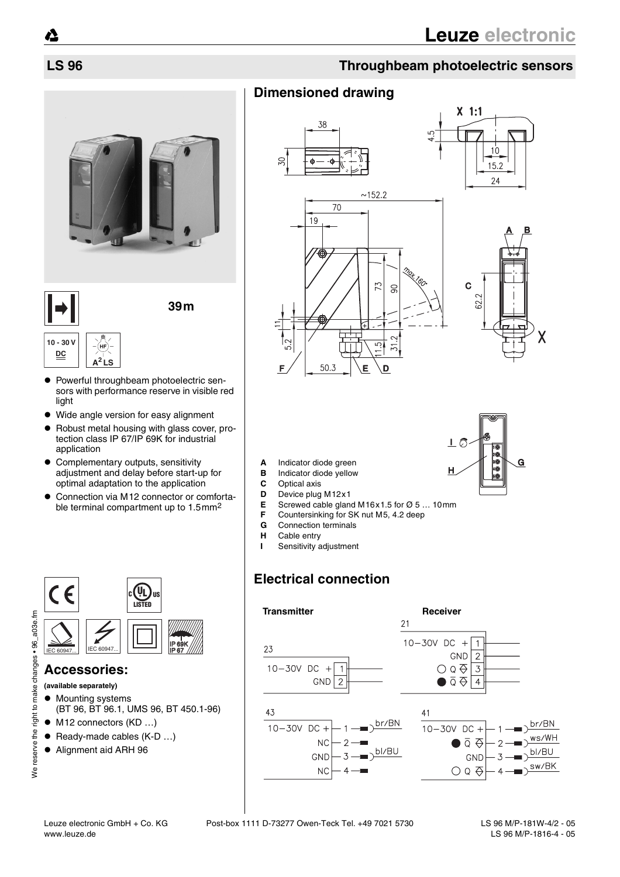# Leuze electronic

## LS 96

## Throughbeam photoelectric sensors

39m

10 - 30 V DC

$A^2$LS

- Powerful throughbeam photoelectric sensors with performance reserve in visible red light
- Wide angle version for easy alignment
- Robust metal housing with glass cover, protection class IP 67/IP 69K for industrial application
- Complementary outputs, sensitivity adjustment and delay before start-up for optimal adaptation to the application
- Connection via M12 connector or comfortable terminal compartment up to 1.5mm²

IEC 60947... IEC 60947... IP 69K IP 67

## Accessories:

**(available separately)**

- Mounting systems (BT 96, BT 96.1, UMS 96, BT 450.1-96)
- M12 connectors (KD …)
- Ready-made cables (K-D …)
- Alignment aid ARH 96

## Dimensioned drawing

- **A** Indicator diode green
- **B** Indicator diode yellow
- **C** Optical axis
- **D** Device plug M12x1
- **E** Screwed cable gland M16x1.5 for Ø 5 … 10mm
- **F** Countersinking for SK nut M5, 4.2 deep
- **G** Connection terminals
- **H** Cable entry
- **I** Sensitivity adjustment

## Electrical connection

**Transmitter**

23

| | |
|---|---|
| 10–30V DC + | 1 |
| GND | 2 |

43

| | | |
|---|---|---|
| 10–30V DC + | 1 | br/BN |
| NC | 2 | |
| GND | 3 | bl/BU |
| NC | 4 | |

**Receiver**

21

| | |
|---|---|
| 10–30V DC + | 1 |
| GND | 2 |
| ○ Q | 3 |
| ● Q̄ | 4 |

41

| | | |
|---|---|---|
| 10–30V DC + | 1 | br/BN |
| ● Q̄ | 2 | ws/WH |
| GND | 3 | bl/BU |
| ○ Q | 4 | sw/BK |

We reserve the right to make changes • 96_a03e.fm

Leuze electronic GmbH + Co. KG Post-box 1111 D-73277 Owen-Teck Tel. +49 7021 5730
www.leuze.de

LS 96 M/P-181W-4/2 - 05
LS 96 M/P-1816-4 - 05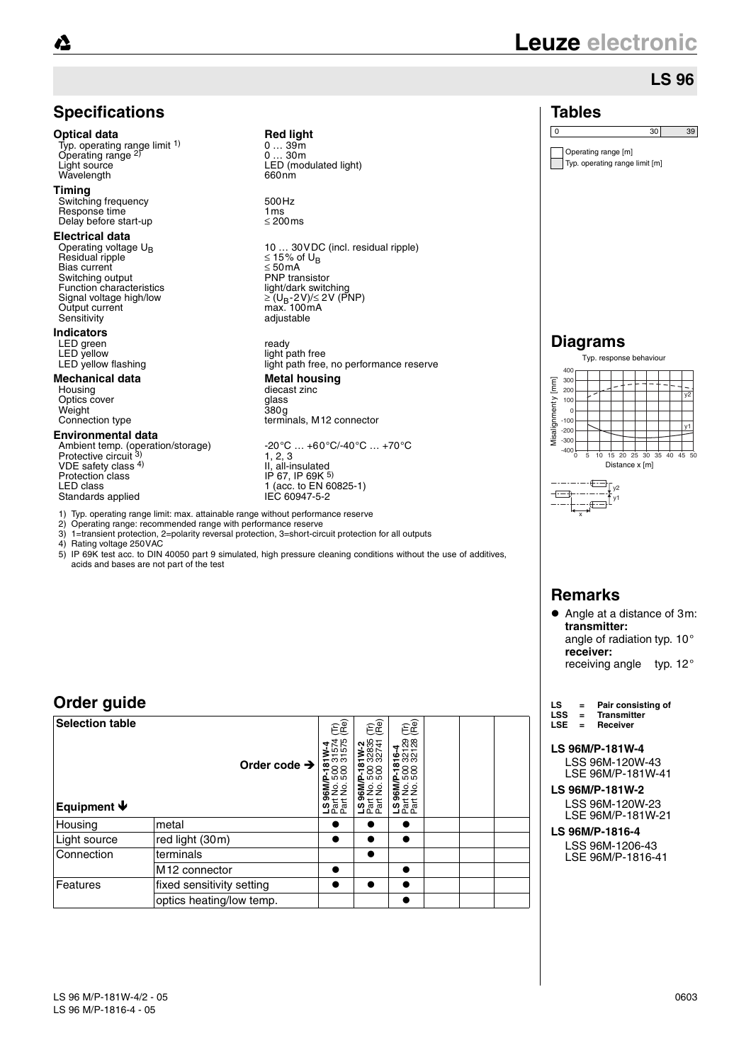# LS 96

## Specifications

| | |
|---|---|
| **Optical data** | **Red light** |
| Typ. operating range limit [1] | 0 … 39m |
| Operating range [2] | 0 … 30m |
| Light source | LED (modulated light) |
| Wavelength | 660nm |
| **Timing** | |
| Switching frequency | 500Hz |
| Response time | 1ms |
| Delay before start-up | ≤ 200ms |
| **Electrical data** | |
| Operating voltage $U_B$ | 10 … 30VDC (incl. residual ripple) |
| Residual ripple | ≤ 15% of $U_B$ |
| Bias current | ≤ 50mA |
| Switching output | PNP transistor |
| Function characteristics | light/dark switching |
| Signal voltage high/low | ≥ ($U_B$-2V)/≤ 2V (PNP) |
| Output current | max. 100mA |
| Sensitivity | adjustable |
| **Indicators** | |
| LED green | ready |
| LED yellow | light path free |
| LED yellow flashing | light path free, no performance reserve |
| **Mechanical data** | **Metal housing** |
| Housing | diecast zinc |
| Optics cover | glass |
| Weight | 380g |
| Connection type | terminals, M12 connector |
| **Environmental data** | |
| Ambient temp. (operation/storage) | -20°C … +60°C/-40°C … +70°C |
| Protective circuit [3] | 1, 2, 3 |
| VDE safety class [4] | II, all-insulated |
| Protection class | IP 67, IP 69K [5] |
| LED class | 1 (acc. to EN 60825-1) |
| Standards applied | IEC 60947-5-2 |

1) Typ. operating range limit: max. attainable range without performance reserve
2) Operating range: recommended range with performance reserve
3) 1=transient protection, 2=polarity reversal protection, 3=short-circuit protection for all outputs
4) Rating voltage 250VAC
5) IP 69K test acc. to DIN 40050 part 9 simulated, high pressure cleaning conditions without the use of additives, acids and bases are not part of the test

## Tables

0 30 39

Operating range [m]
Typ. operating range limit [m]

## Diagrams

Typ. response behaviour

Misalignment y [mm]
400
300
200
100
0
-100
-200
-300
-400
0 5 10 15 20 25 30 35 40 45 50
Distance x [m]
y2
y1

y2
y1
x

## Remarks

- Angle at a distance of 3m:
  **transmitter:**
  angle of radiation typ. 10°
  **receiver:**
  receiving angle typ. 12°

**LS = Pair consisting of**
**LSS = Transmitter**
**LSE = Receiver**

**LS 96M/P-181W-4**
LSS 96M-120W-43
LSE 96M/P-181W-41

**LS 96M/P-181W-2**
LSS 96M-120W-23
LSE 96M/P-181W-21

**LS 96M/P-1816-4**
LSS 96M-1206-43
LSE 96M/P-1816-41

## Order guide

| Selection table<br>Order code ➔<br>Equipment ⬇ | | **LS 96M/P-181W-4**<br>Part No. 500 31574 (Tr)<br>Part No. 500 31575 (Re) | **LS 96M/P-181W-2**<br>Part No. 500 32835 (Tr)<br>Part No. 500 32741 (Re) | **LS 96M/P-1816-4**<br>Part No. 500 32129 (Tr)<br>Part No. 500 32128 (Re) | | | |
|---|---|---|---|---|---|---|---|
| Housing | metal | ● | ● | ● | | | |
| Light source | red light (30m) | ● | ● | ● | | | |
| Connection | terminals | | ● | | | | |
| | M12 connector | ● | | ● | | | |
| Features | fixed sensitivity setting | ● | ● | ● | | | |
| | optics heating/low temp. | | | ● | | | |

LS 96 M/P-181W-4/2 - 05
LS 96 M/P-1816-4 - 05